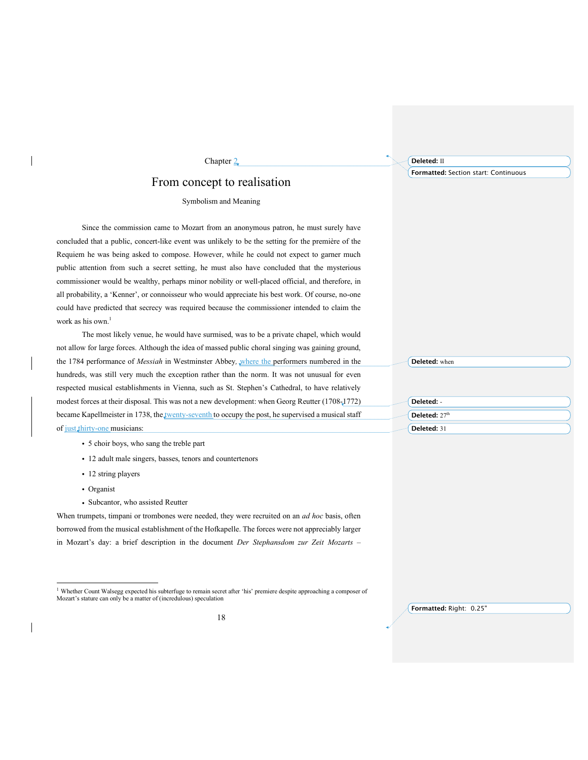Chapter 2

# From concept to realisation

## Symbolism and Meaning

Since the commission came to Mozart from an anonymous patron, he must surely have concluded that a public, concert-like event was unlikely to be the setting for the première of the Requiem he was being asked to compose. However, while he could not expect to garner much public attention from such a secret setting, he must also have concluded that the mysterious commissioner would be wealthy, perhaps minor nobility or well-placed official, and therefore, in all probability, a 'Kenner', or connoisseur who would appreciate his best work. Of course, no-one could have predicted that secrecy was required because the commissioner intended to claim the work as his own.[1]

The most likely venue, he would have surmised, was to be a private chapel, which would not allow for large forces. Although the idea of massed public choral singing was gaining ground, the 1784 performance of *Messiah* in Westminster Abbey, where the performers numbered in the hundreds, was still very much the exception rather than the norm. It was not unusual for even respected musical establishments in Vienna, such as St. Stephen's Cathedral, to have relatively modest forces at their disposal. This was not a new development: when Georg Reutter (1708–1772) became Kapellmeister in 1738, the twenty-seventh to occupy the post, he supervised a musical staff of just thirty-one musicians:

- 5 choir boys, who sang the treble part
- 12 adult male singers, basses, tenors and countertenors
- 12 string players
- Organist
- Subcantor, who assisted Reutter

When trumpets, timpani or trombones were needed, they were recruited on an *ad hoc* basis, often borrowed from the musical establishment of the Hofkapelle. The forces were not appreciably larger in Mozart's day: a brief description in the document *Der Stephansdom zur Zeit Mozarts* –

[1] Whether Count Walsegg expected his subterfuge to remain secret after 'his' premiere despite approaching a composer of Mozart's stature can only be a matter of (incredulous) speculation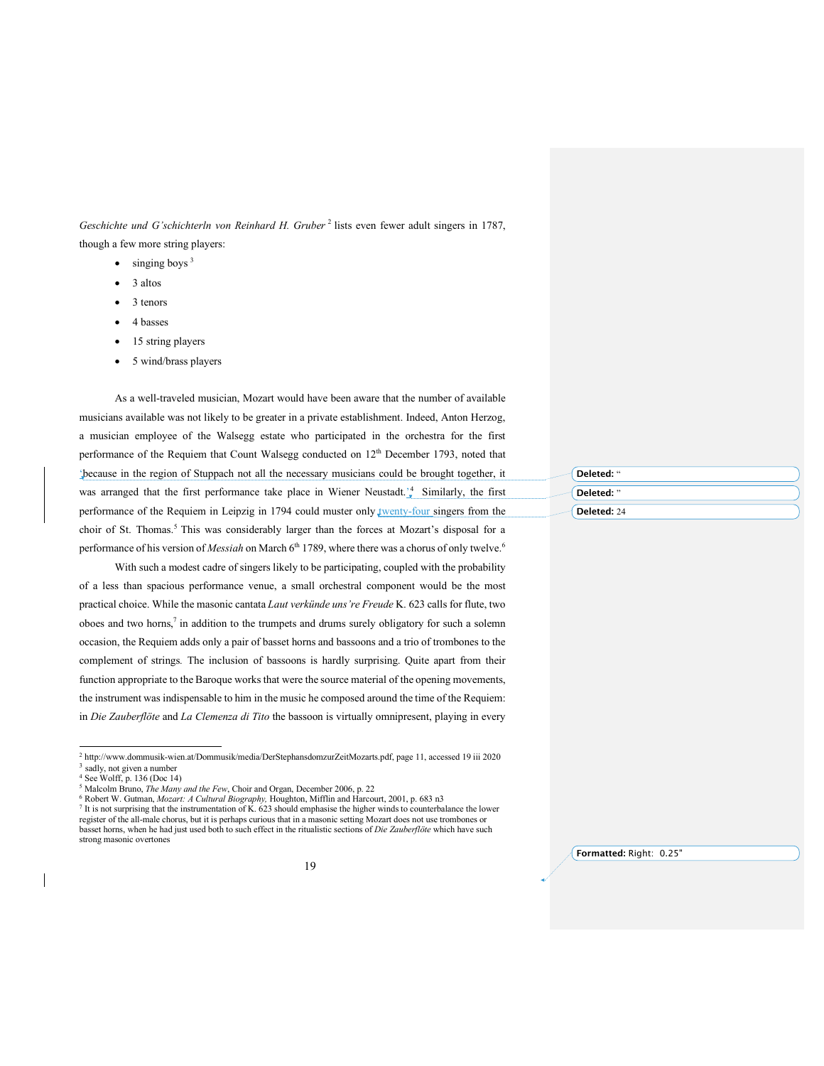*Geschichte und G'schichterln von Reinhard H. Gruber*[2] lists even fewer adult singers in 1787, though a few more string players:

- singing boys[3]
- 3 altos
- 3 tenors
- 4 basses
- 15 string players
- 5 wind/brass players

As a well-traveled musician, Mozart would have been aware that the number of available musicians available was not likely to be greater in a private establishment. Indeed, Anton Herzog, a musician employee of the Walsegg estate who participated in the orchestra for the first performance of the Requiem that Count Walsegg conducted on 12th December 1793, noted that 'because in the region of Stuppach not all the necessary musicians could be brought together, it was arranged that the first performance take place in Wiener Neustadt.'[4] Similarly, the first performance of the Requiem in Leipzig in 1794 could muster only twenty-four singers from the choir of St. Thomas.[5] This was considerably larger than the forces at Mozart's disposal for a performance of his version of *Messiah* on March 6th 1789, where there was a chorus of only twelve.[6]

With such a modest cadre of singers likely to be participating, coupled with the probability of a less than spacious performance venue, a small orchestral component would be the most practical choice. While the masonic cantata *Laut verkünde uns're Freude* K. 623 calls for flute, two oboes and two horns,[7] in addition to the trumpets and drums surely obligatory for such a solemn occasion, the Requiem adds only a pair of basset horns and bassoons and a trio of trombones to the complement of strings. The inclusion of bassoons is hardly surprising. Quite apart from their function appropriate to the Baroque works that were the source material of the opening movements, the instrument was indispensable to him in the music he composed around the time of the Requiem: in *Die Zauberflöte* and *La Clemenza di Tito* the bassoon is virtually omnipresent, playing in every

---

[2] http://www.dommusik-wien.at/Dommusik/media/DerStephansdomzurZeitMozarts.pdf, page 11, accessed 19 iii 2020

[3] sadly, not given a number

[4] See Wolff, p. 136 (Doc 14)

[5] Malcolm Bruno, *The Many and the Few*, Choir and Organ, December 2006, p. 22

[6] Robert W. Gutman, *Mozart: A Cultural Biography*, Houghton, Mifflin and Harcourt, 2001, p. 683 n3

[7] It is not surprising that the instrumentation of K. 623 should emphasise the higher winds to counterbalance the lower register of the all-male chorus, but it is perhaps curious that in a masonic setting Mozart does not use trombones or basset horns, when he had just used both to such effect in the ritualistic sections of *Die Zauberflöte* which have such strong masonic overtones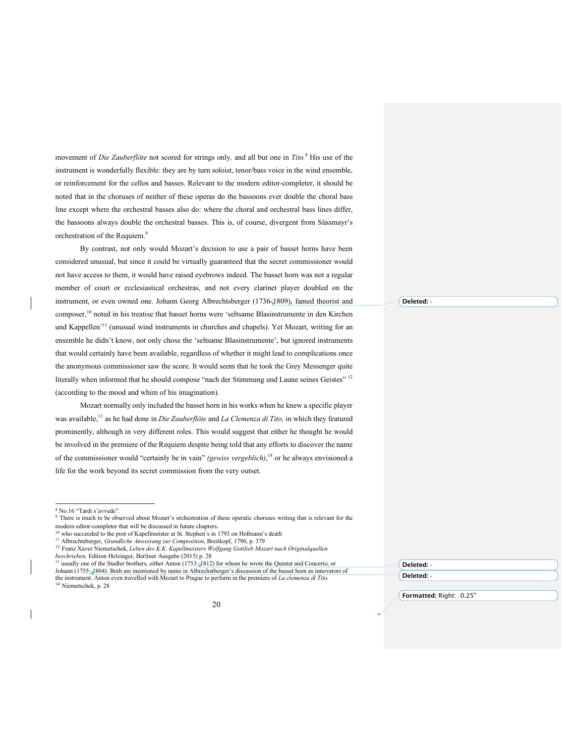movement of *Die Zauberflöte* not scored for strings only, and all but one in *Tito.*[8] His use of the instrument is wonderfully flexible: they are by turn soloist, tenor/bass voice in the wind ensemble, or reinforcement for the cellos and basses. Relevant to the modern editor-completer, it should be noted that in the choruses of neither of these operas do the bassoons ever double the choral bass line except where the orchestral basses also do: where the choral and orchestral bass lines differ, the bassoons always double the orchestral basses. This is, of course, divergent from Süssmayr's orchestration of the Requiem.[9]

By contrast, not only would Mozart's decision to use a pair of basset horns have been considered unusual, but since it could be virtually guaranteed that the secret commissioner would not have access to them, it would have raised eyebrows indeed. The basset horn was not a regular member of court or ecclesiastical orchestras, and not every clarinet player doubled on the instrument, or even owned one. Johann Georg Albrechtsberger (1736–1809), famed theorist and composer,[10] noted in his treatise that basset horns were 'seltsame Blasinstrumente in den Kirchen und Kappellen'[11] (unusual wind instruments in churches and chapels). Yet Mozart, writing for an ensemble he didn't know, not only chose the 'seltsame Blasinstrumente', but ignored instruments that would certainly have been available, regardless of whether it might lead to complications once the anonymous commissioner saw the score. It would seem that he took the Grey Messenger quite literally when informed that he should compose "nach der Stimmung und Laune seines Geistes"[12] (according to the mood and whim of his imagination).

Mozart normally only included the basset horn in his works when he knew a specific player was available,[13] as he had done in *Die Zauberflöte* and *La Clemenza di Tito,* in which they featured prominently, although in very different roles. This would suggest that either he thought he would be involved in the premiere of the Requiem despite being told that any efforts to discover the name of the commissioner would "certainly be in vain" *(gewiss vergeblich)*,[14] or he always envisioned a life for the work beyond its secret commission from the very outset.

---

[8] No.16 "Tardi s'avvede".

[9] There is much to be observed about Mozart's orchestration of these operatic choruses writing that is relevant for the modern editor-completer that will be discussed in future chapters.

[10] who succeeded to the post of Kapellmeister at St. Stephen's in 1793 on Hofmann's death

[11] Albrechtsberger, *Grundliche Anweisung zur Composition*, Breitkopf, 1790, p. 379

[12] Franz Xaver Niemetschek, *Leben des K.K. Kapellmeisters Wolfgang Gottlieb Mozart nach Originalquellen beschrieben,* Edition Holzinger, Berliner Ausgabe (2015) p. 28

[13] usually one of the Stadler brothers, either Anton (1753–1812) for whom he wrote the Quintet and Concerto, or Johann (1755–1804). Both are mentioned by name in Albrechtsberger's discussion of the basset horn as innovators of the instrument. Anton even travelled with Mozart to Prague to perform in the premiere of *La clemenza di Tito.*

[14] Niemetschek, p. 28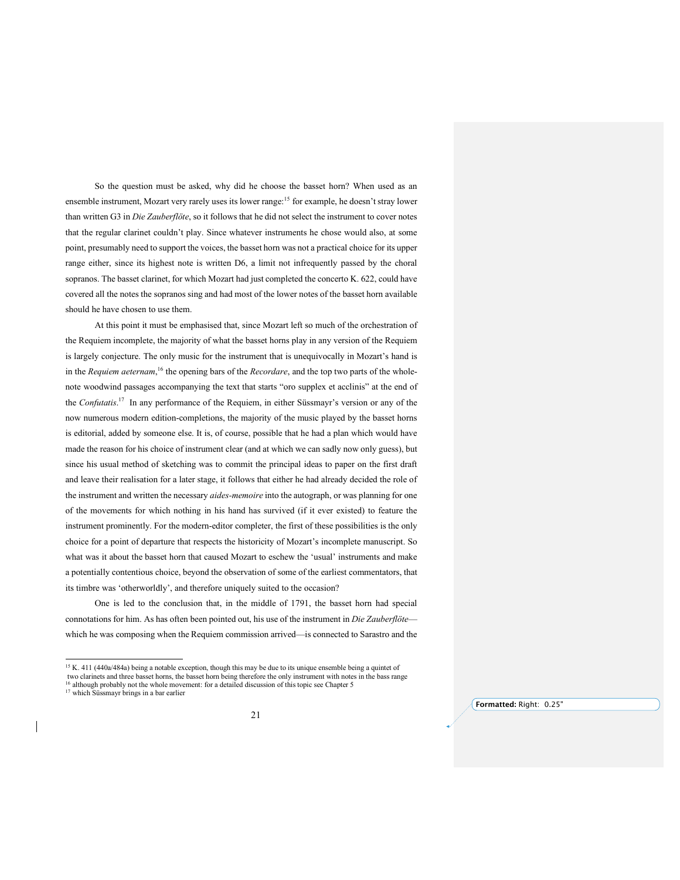So the question must be asked, why did he choose the basset horn? When used as an ensemble instrument, Mozart very rarely uses its lower range:[15] for example, he doesn't stray lower than written G3 in *Die Zauberflöte*, so it follows that he did not select the instrument to cover notes that the regular clarinet couldn't play. Since whatever instruments he chose would also, at some point, presumably need to support the voices, the basset horn was not a practical choice for its upper range either, since its highest note is written D6, a limit not infrequently passed by the choral sopranos. The basset clarinet, for which Mozart had just completed the concerto K. 622, could have covered all the notes the sopranos sing and had most of the lower notes of the basset horn available should he have chosen to use them.

At this point it must be emphasised that, since Mozart left so much of the orchestration of the Requiem incomplete, the majority of what the basset horns play in any version of the Requiem is largely conjecture. The only music for the instrument that is unequivocally in Mozart's hand is in the *Requiem aeternam*,[16] the opening bars of the *Recordare*, and the top two parts of the whole-note woodwind passages accompanying the text that starts "oro supplex et acclinis" at the end of the *Confutatis*.[17] In any performance of the Requiem, in either Süssmayr's version or any of the now numerous modern edition-completions, the majority of the music played by the basset horns is editorial, added by someone else. It is, of course, possible that he had a plan which would have made the reason for his choice of instrument clear (and at which we can sadly now only guess), but since his usual method of sketching was to commit the principal ideas to paper on the first draft and leave their realisation for a later stage, it follows that either he had already decided the role of the instrument and written the necessary *aides-memoire* into the autograph, or was planning for one of the movements for which nothing in his hand has survived (if it ever existed) to feature the instrument prominently. For the modern-editor completer, the first of these possibilities is the only choice for a point of departure that respects the historicity of Mozart's incomplete manuscript. So what was it about the basset horn that caused Mozart to eschew the 'usual' instruments and make a potentially contentious choice, beyond the observation of some of the earliest commentators, that its timbre was 'otherworldly', and therefore uniquely suited to the occasion?

One is led to the conclusion that, in the middle of 1791, the basset horn had special connotations for him. As has often been pointed out, his use of the instrument in *Die Zauberflöte*—which he was composing when the Requiem commission arrived—is connected to Sarastro and the

---

[15] K. 411 (440a/484a) being a notable exception, though this may be due to its unique ensemble being a quintet of two clarinets and three basset horns, the basset horn being therefore the only instrument with notes in the bass range

[16] although probably not the whole movement: for a detailed discussion of this topic see Chapter 5

[17] which Süssmayr brings in a bar earlier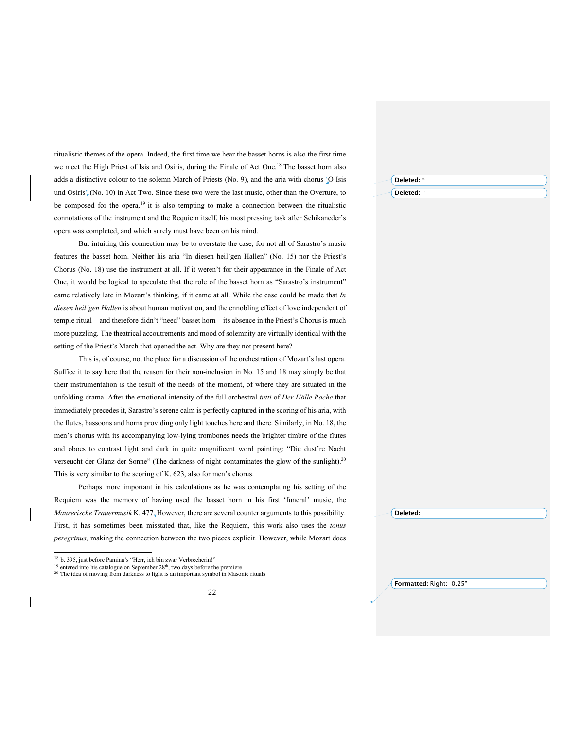ritualistic themes of the opera. Indeed, the first time we hear the basset horns is also the first time we meet the High Priest of Isis and Osiris, during the Finale of Act One.[18] The basset horn also adds a distinctive colour to the solemn March of Priests (No. 9), and the aria with chorus 'O Isis und Osiris' (No. 10) in Act Two. Since these two were the last music, other than the Overture, to be composed for the opera,[19] it is also tempting to make a connection between the ritualistic connotations of the instrument and the Requiem itself, his most pressing task after Schikaneder's opera was completed, and which surely must have been on his mind.

But intuiting this connection may be to overstate the case, for not all of Sarastro's music features the basset horn. Neither his aria "In diesen heil'gen Hallen" (No. 15) nor the Priest's Chorus (No. 18) use the instrument at all. If it weren't for their appearance in the Finale of Act One, it would be logical to speculate that the role of the basset horn as "Sarastro's instrument" came relatively late in Mozart's thinking, if it came at all. While the case could be made that *In diesen heil'gen Hallen* is about human motivation, and the ennobling effect of love independent of temple ritual—and therefore didn't "need" basset horn—its absence in the Priest's Chorus is much more puzzling. The theatrical accoutrements and mood of solemnity are virtually identical with the setting of the Priest's March that opened the act. Why are they not present here?

This is, of course, not the place for a discussion of the orchestration of Mozart's last opera. Suffice it to say here that the reason for their non-inclusion in No. 15 and 18 may simply be that their instrumentation is the result of the needs of the moment, of where they are situated in the unfolding drama. After the emotional intensity of the full orchestral *tutti* of *Der Hölle Rache* that immediately precedes it, Sarastro's serene calm is perfectly captured in the scoring of his aria, with the flutes, bassoons and horns providing only light touches here and there. Similarly, in No. 18, the men's chorus with its accompanying low-lying trombones needs the brighter timbre of the flutes and oboes to contrast light and dark in quite magnificent word painting: "Die dust're Nacht verseucht der Glanz der Sonne" (The darkness of night contaminates the glow of the sunlight).[20] This is very similar to the scoring of K. 623, also for men's chorus.

Perhaps more important in his calculations as he was contemplating his setting of the Requiem was the memory of having used the basset horn in his first 'funeral' music, the *Maurerische Trauermusik* K. 477. However, there are several counter arguments to this possibility. First, it has sometimes been misstated that, like the Requiem, this work also uses the *tonus peregrinus,* making the connection between the two pieces explicit. However, while Mozart does

[18] b. 395, just before Pamina's "Herr, ich bin zwar Verbrecherin!"

[19] entered into his catalogue on September 28th, two days before the premiere

[20] The idea of moving from darkness to light is an important symbol in Masonic rituals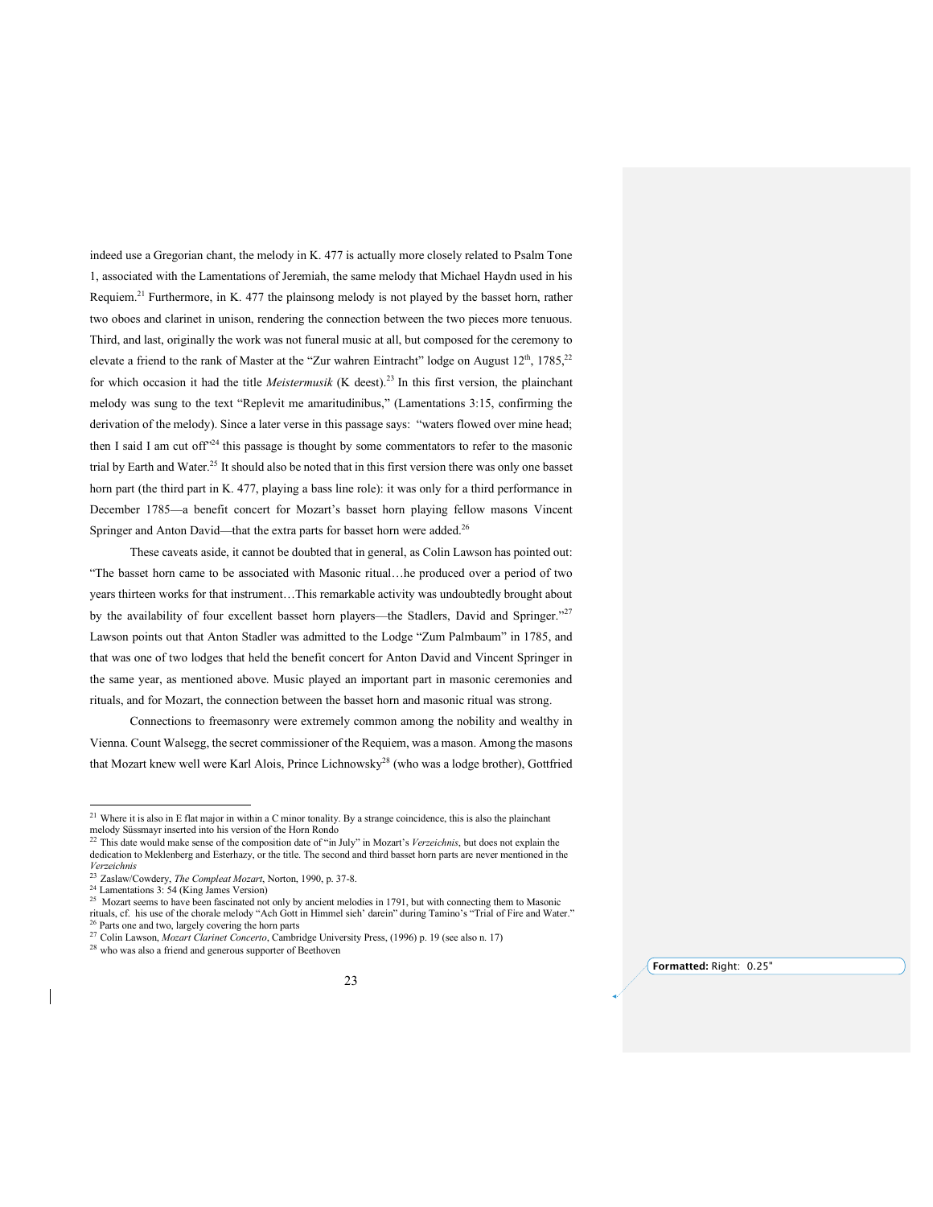indeed use a Gregorian chant, the melody in K. 477 is actually more closely related to Psalm Tone 1, associated with the Lamentations of Jeremiah, the same melody that Michael Haydn used in his Requiem.[21] Furthermore, in K. 477 the plainsong melody is not played by the basset horn, rather two oboes and clarinet in unison, rendering the connection between the two pieces more tenuous. Third, and last, originally the work was not funeral music at all, but composed for the ceremony to elevate a friend to the rank of Master at the "Zur wahren Eintracht" lodge on August 12th, 1785,[22] for which occasion it had the title *Meistermusik* (K deest).[23] In this first version, the plainchant melody was sung to the text "Replevit me amaritudinibus," (Lamentations 3:15, confirming the derivation of the melody). Since a later verse in this passage says: "waters flowed over mine head; then I said I am cut off"[24] this passage is thought by some commentators to refer to the masonic trial by Earth and Water.[25] It should also be noted that in this first version there was only one basset horn part (the third part in K. 477, playing a bass line role): it was only for a third performance in December 1785—a benefit concert for Mozart's basset horn playing fellow masons Vincent Springer and Anton David—that the extra parts for basset horn were added.[26]

These caveats aside, it cannot be doubted that in general, as Colin Lawson has pointed out: "The basset horn came to be associated with Masonic ritual…he produced over a period of two years thirteen works for that instrument…This remarkable activity was undoubtedly brought about by the availability of four excellent basset horn players—the Stadlers, David and Springer."[27] Lawson points out that Anton Stadler was admitted to the Lodge "Zum Palmbaum" in 1785, and that was one of two lodges that held the benefit concert for Anton David and Vincent Springer in the same year, as mentioned above. Music played an important part in masonic ceremonies and rituals, and for Mozart, the connection between the basset horn and masonic ritual was strong.

Connections to freemasonry were extremely common among the nobility and wealthy in Vienna. Count Walsegg, the secret commissioner of the Requiem, was a mason. Among the masons that Mozart knew well were Karl Alois, Prince Lichnowsky[28] (who was a lodge brother), Gottfried

---

[21] Where it is also in E flat major in within a C minor tonality. By a strange coincidence, this is also the plainchant melody Süssmayr inserted into his version of the Horn Rondo

[22] This date would make sense of the composition date of "in July" in Mozart's *Verzeichnis*, but does not explain the dedication to Meklenberg and Esterhazy, or the title. The second and third basset horn parts are never mentioned in the *Verzeichnis*

[23] Zaslaw/Cowdery, *The Compleat Mozart*, Norton, 1990, p. 37-8.

[24] Lamentations 3: 54 (King James Version)

[25] Mozart seems to have been fascinated not only by ancient melodies in 1791, but with connecting them to Masonic rituals, cf. his use of the chorale melody "Ach Gott in Himmel sieh' darein" during Tamino's "Trial of Fire and Water."

[26] Parts one and two, largely covering the horn parts

[27] Colin Lawson, *Mozart Clarinet Concerto*, Cambridge University Press, (1996) p. 19 (see also n. 17)

[28] who was also a friend and generous supporter of Beethoven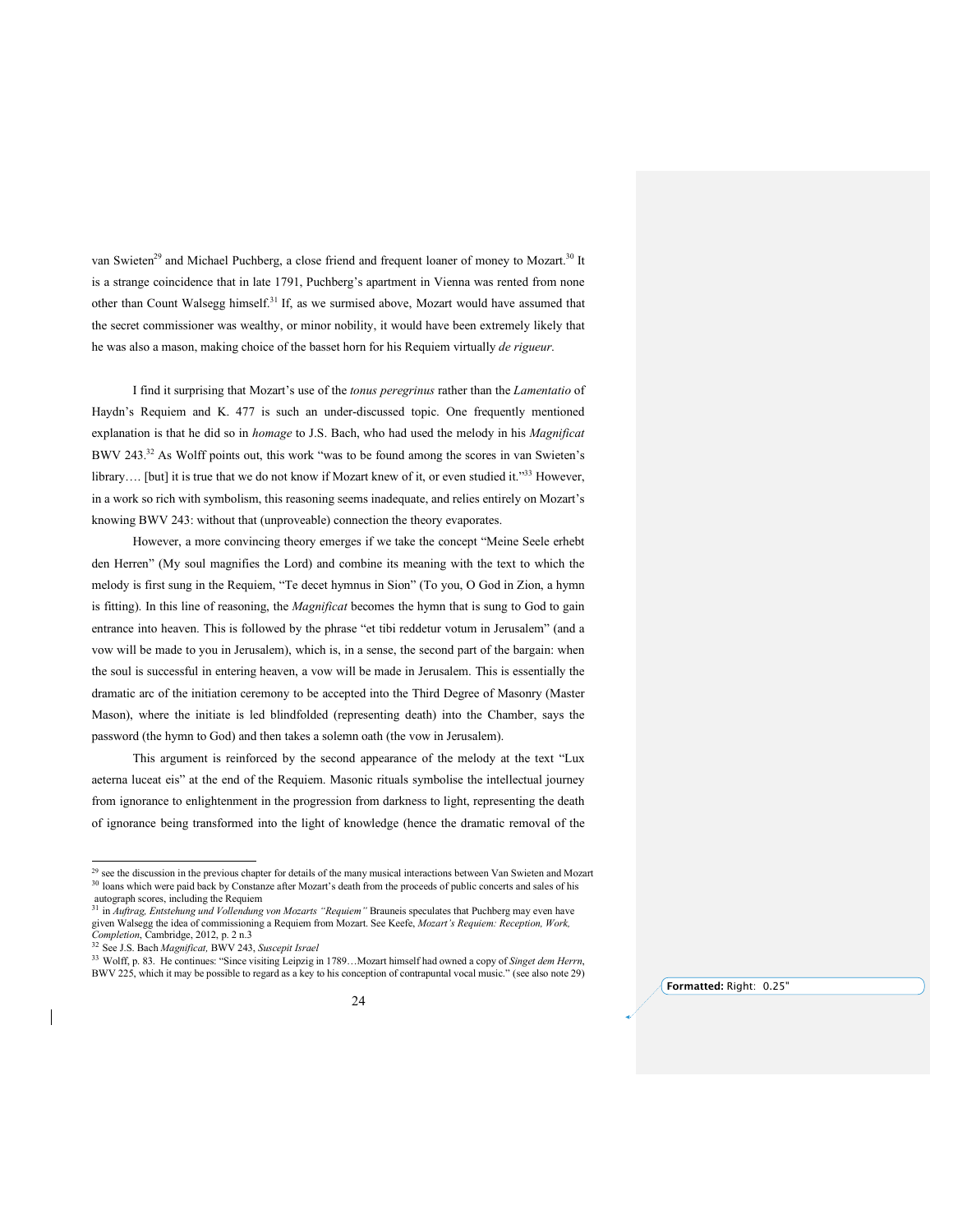van Swieten[29] and Michael Puchberg, a close friend and frequent loaner of money to Mozart.[30] It is a strange coincidence that in late 1791, Puchberg's apartment in Vienna was rented from none other than Count Walsegg himself.[31] If, as we surmised above, Mozart would have assumed that the secret commissioner was wealthy, or minor nobility, it would have been extremely likely that he was also a mason, making choice of the basset horn for his Requiem virtually *de rigueur*.

I find it surprising that Mozart's use of the *tonus peregrinus* rather than the *Lamentatio* of Haydn's Requiem and K. 477 is such an under-discussed topic. One frequently mentioned explanation is that he did so in *homage* to J.S. Bach, who had used the melody in his *Magnificat* BWV 243.[32] As Wolff points out, this work "was to be found among the scores in van Swieten's library…. [but] it is true that we do not know if Mozart knew of it, or even studied it."[33] However, in a work so rich with symbolism, this reasoning seems inadequate, and relies entirely on Mozart's knowing BWV 243: without that (unproveable) connection the theory evaporates.

However, a more convincing theory emerges if we take the concept "Meine Seele erhebt den Herren" (My soul magnifies the Lord) and combine its meaning with the text to which the melody is first sung in the Requiem, "Te decet hymnus in Sion" (To you, O God in Zion, a hymn is fitting). In this line of reasoning, the *Magnificat* becomes the hymn that is sung to God to gain entrance into heaven. This is followed by the phrase "et tibi reddetur votum in Jerusalem" (and a vow will be made to you in Jerusalem), which is, in a sense, the second part of the bargain: when the soul is successful in entering heaven, a vow will be made in Jerusalem. This is essentially the dramatic arc of the initiation ceremony to be accepted into the Third Degree of Masonry (Master Mason), where the initiate is led blindfolded (representing death) into the Chamber, says the password (the hymn to God) and then takes a solemn oath (the vow in Jerusalem).

This argument is reinforced by the second appearance of the melody at the text "Lux aeterna luceat eis" at the end of the Requiem. Masonic rituals symbolise the intellectual journey from ignorance to enlightenment in the progression from darkness to light, representing the death of ignorance being transformed into the light of knowledge (hence the dramatic removal of the

---

[29] see the discussion in the previous chapter for details of the many musical interactions between Van Swieten and Mozart

[30] loans which were paid back by Constanze after Mozart's death from the proceeds of public concerts and sales of his autograph scores, including the Requiem

[31] in *Auftrag, Entstehung und Vollendung von Mozarts "Requiem"* Brauneis speculates that Puchberg may even have given Walsegg the idea of commissioning a Requiem from Mozart. See Keefe, *Mozart's Requiem: Reception, Work, Completion*, Cambridge, 2012, p. 2 n.3

[32] See J.S. Bach *Magnificat,* BWV 243, *Suscepit Israel*

[33] Wolff, p. 83. He continues: "Since visiting Leipzig in 1789…Mozart himself had owned a copy of *Singet dem Herrn*, BWV 225, which it may be possible to regard as a key to his conception of contrapuntal vocal music." (see also note 29)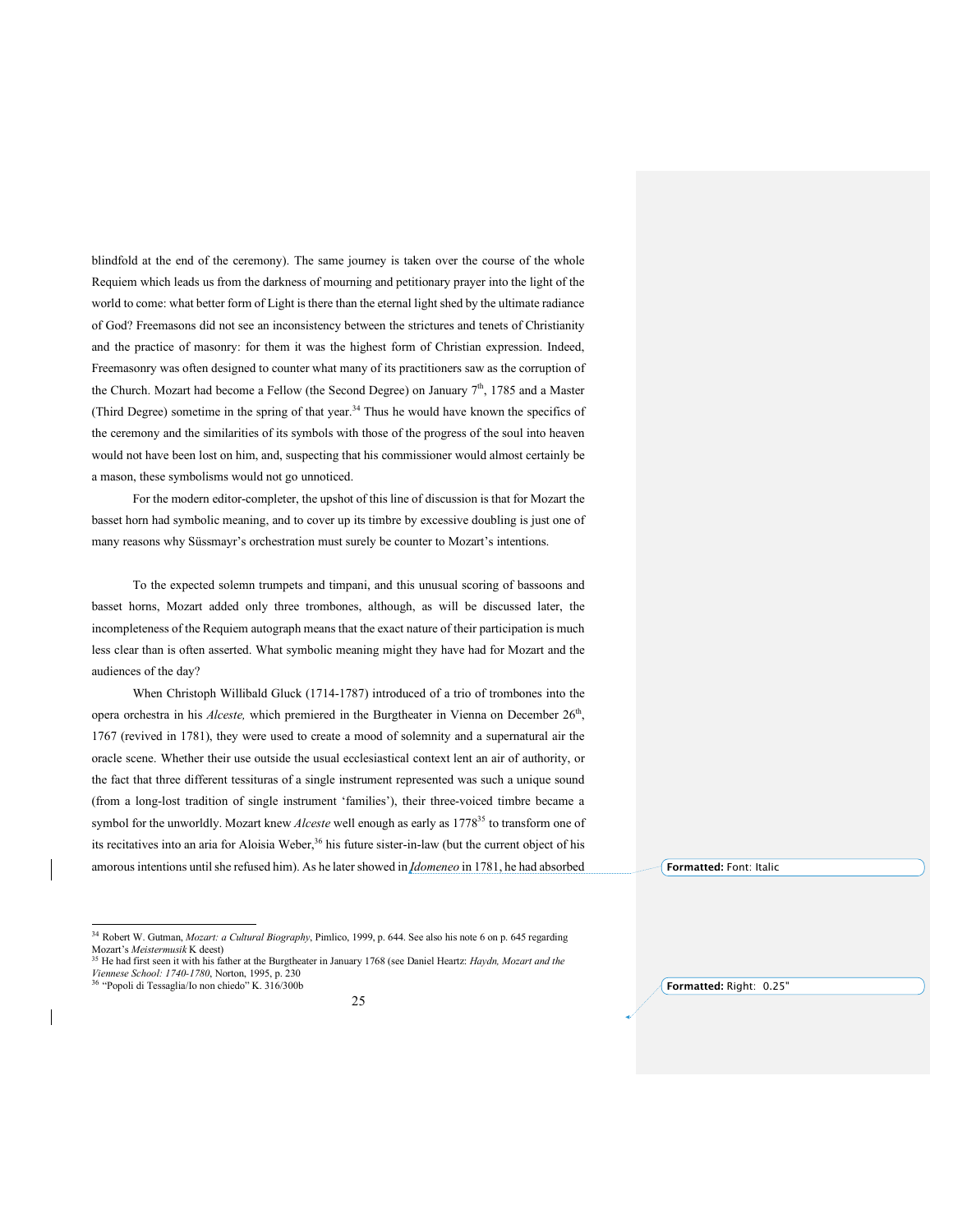blindfold at the end of the ceremony). The same journey is taken over the course of the whole Requiem which leads us from the darkness of mourning and petitionary prayer into the light of the world to come: what better form of Light is there than the eternal light shed by the ultimate radiance of God? Freemasons did not see an inconsistency between the strictures and tenets of Christianity and the practice of masonry: for them it was the highest form of Christian expression. Indeed, Freemasonry was often designed to counter what many of its practitioners saw as the corruption of the Church. Mozart had become a Fellow (the Second Degree) on January 7th, 1785 and a Master (Third Degree) sometime in the spring of that year.[34] Thus he would have known the specifics of the ceremony and the similarities of its symbols with those of the progress of the soul into heaven would not have been lost on him, and, suspecting that his commissioner would almost certainly be a mason, these symbolisms would not go unnoticed.

For the modern editor-completer, the upshot of this line of discussion is that for Mozart the basset horn had symbolic meaning, and to cover up its timbre by excessive doubling is just one of many reasons why Süssmayr's orchestration must surely be counter to Mozart's intentions.

To the expected solemn trumpets and timpani, and this unusual scoring of bassoons and basset horns, Mozart added only three trombones, although, as will be discussed later, the incompleteness of the Requiem autograph means that the exact nature of their participation is much less clear than is often asserted. What symbolic meaning might they have had for Mozart and the audiences of the day?

When Christoph Willibald Gluck (1714-1787) introduced of a trio of trombones into the opera orchestra in his *Alceste,* which premiered in the Burgtheater in Vienna on December 26th, 1767 (revived in 1781), they were used to create a mood of solemnity and a supernatural air the oracle scene. Whether their use outside the usual ecclesiastical context lent an air of authority, or the fact that three different tessituras of a single instrument represented was such a unique sound (from a long-lost tradition of single instrument 'families'), their three-voiced timbre became a symbol for the unworldly. Mozart knew *Alceste* well enough as early as 1778[35] to transform one of its recitatives into an aria for Aloisia Weber,[36] his future sister-in-law (but the current object of his amorous intentions until she refused him). As he later showed in *Idomeneo* in 1781, he had absorbed

---

[34] Robert W. Gutman, *Mozart: a Cultural Biography*, Pimlico, 1999, p. 644. See also his note 6 on p. 645 regarding Mozart's *Meistermusik* K deest)

[35] He had first seen it with his father at the Burgtheater in January 1768 (see Daniel Heartz: *Haydn, Mozart and the Viennese School: 1740-1780*, Norton, 1995, p. 230

[36] "Popoli di Tessaglia/Io non chiedo" K. 316/300b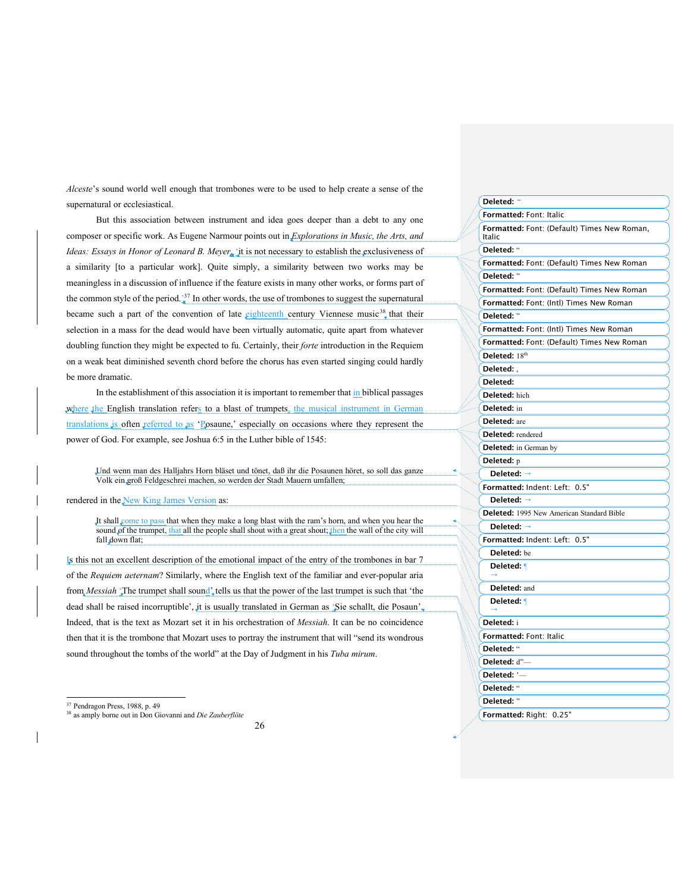*Alceste*'s sound world well enough that trombones were to be used to help create a sense of the supernatural or ecclesiastical.

But this association between instrument and idea goes deeper than a debt to any one composer or specific work. As Eugene Narmour points out in *Explorations in Music, the Arts, and Ideas: Essays in Honor of Leonard B. Meyer*, 'it is not necessary to establish the exclusiveness of a similarity [to a particular work]. Quite simply, a similarity between two works may be meaningless in a discussion of influence if the feature exists in many other works, or forms part of the common style of the period.'[37] In other words, the use of trombones to suggest the supernatural became such a part of the convention of late eighteenth century Viennese music[38] that their selection in a mass for the dead would have been virtually automatic, quite apart from whatever doubling function they might be expected to fu. Certainly, their *forte* introduction in the Requiem on a weak beat diminished seventh chord before the chorus has even started singing could hardly be more dramatic.

In the establishment of this association it is important to remember that in biblical passages where the English translation refers to a blast of trumpets, the musical instrument in German translations is often referred to as 'Posaune,' especially on occasions where they represent the power of God. For example, see Joshua 6:5 in the Luther bible of 1545:

> Und wenn man des Halljahrs Horn bläset und tönet, daß ihr die Posaunen höret, so soll das ganze Volk ein groß Feldgeschrei machen, so werden der Stadt Mauern umfallen;

rendered in the New King James Version as:

> It shall come to pass that when they make a long blast with the ram's horn, and when you hear the sound of the trumpet, that all the people shall shout with a great shout; then the wall of the city will fall down flat;

Is this not an excellent description of the emotional impact of the entry of the trombones in bar 7 of the *Requiem aeternam*? Similarly, where the English text of the familiar and ever-popular aria from *Messiah* 'The trumpet shall sound' tells us that the power of the last trumpet is such that 'the dead shall be raised incorruptible', it is usually translated in German as 'Sie schallt, die Posaun'. Indeed, that is the text as Mozart set it in his orchestration of *Messiah*. It can be no coincidence then that it is the trombone that Mozart uses to portray the instrument that will "send its wondrous sound throughout the tombs of the world" at the Day of Judgment in his *Tuba mirum*.

---

[37] Pendragon Press, 1988, p. 49

[38] as amply borne out in Don Giovanni and *Die Zauberflöte*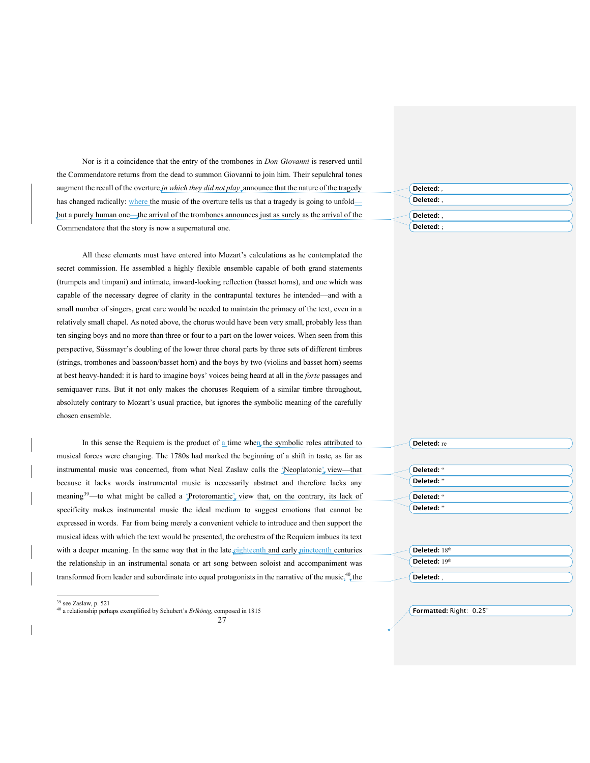Nor is it a coincidence that the entry of the trombones in *Don Giovanni* is reserved until the Commendatore returns from the dead to summon Giovanni to join him. Their sepulchral tones augment the recall of the overture *in which they did not play* announce that the nature of the tragedy has changed radically: where the music of the overture tells us that a tragedy is going to unfold—but a purely human one—the arrival of the trombones announces just as surely as the arrival of the Commendatore that the story is now a supernatural one.

All these elements must have entered into Mozart's calculations as he contemplated the secret commission. He assembled a highly flexible ensemble capable of both grand statements (trumpets and timpani) and intimate, inward-looking reflection (basset horns), and one which was capable of the necessary degree of clarity in the contrapuntal textures he intended—and with a small number of singers, great care would be needed to maintain the primacy of the text, even in a relatively small chapel. As noted above, the chorus would have been very small, probably less than ten singing boys and no more than three or four to a part on the lower voices. When seen from this perspective, Süssmayr's doubling of the lower three choral parts by three sets of different timbres (strings, trombones and bassoon/basset horn) and the boys by two (violins and basset horn) seems at best heavy-handed: it is hard to imagine boys' voices being heard at all in the *forte* passages and semiquaver runs. But it not only makes the choruses Requiem of a similar timbre throughout, absolutely contrary to Mozart's usual practice, but ignores the symbolic meaning of the carefully chosen ensemble.

In this sense the Requiem is the product of a time when the symbolic roles attributed to musical forces were changing. The 1780s had marked the beginning of a shift in taste, as far as instrumental music was concerned, from what Neal Zaslaw calls the 'Neoplatonic' view—that because it lacks words instrumental music is necessarily abstract and therefore lacks any meaning[39]—to what might be called a 'Protoromantic' view that, on the contrary, its lack of specificity makes instrumental music the ideal medium to suggest emotions that cannot be expressed in words. Far from being merely a convenient vehicle to introduce and then support the musical ideas with which the text would be presented, the orchestra of the Requiem imbues its text with a deeper meaning. In the same way that in the late eighteenth and early nineteenth centuries the relationship in an instrumental sonata or art song between soloist and accompaniment was transformed from leader and subordinate into equal protagonists in the narrative of the music,[40] the

[39] see Zaslaw, p. 521

[40] a relationship perhaps exemplified by Schubert's *Erlkönig*, composed in 1815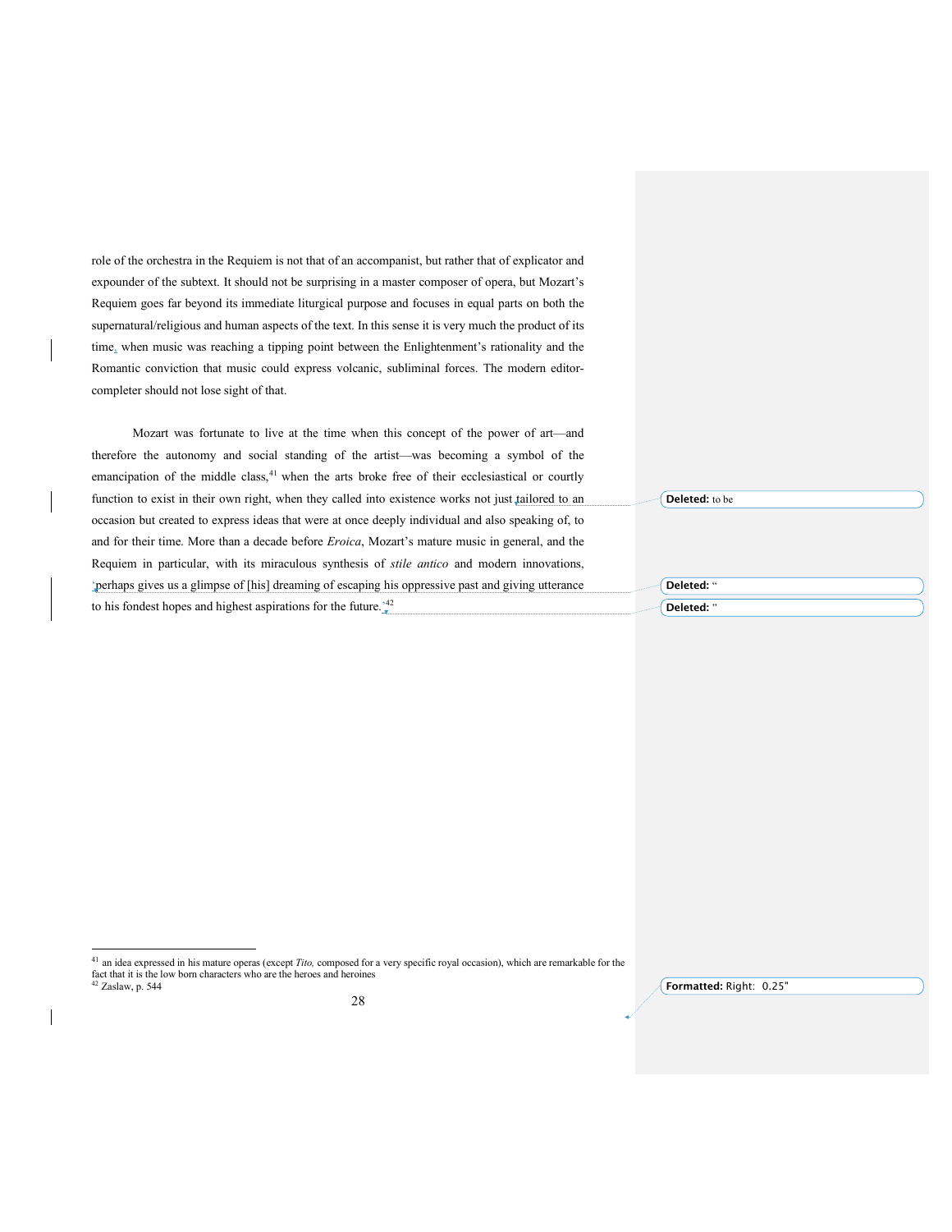role of the orchestra in the Requiem is not that of an accompanist, but rather that of explicator and expounder of the subtext. It should not be surprising in a master composer of opera, but Mozart's Requiem goes far beyond its immediate liturgical purpose and focuses in equal parts on both the supernatural/religious and human aspects of the text. In this sense it is very much the product of its time, when music was reaching a tipping point between the Enlightenment's rationality and the Romantic conviction that music could express volcanic, subliminal forces. The modern editor-completer should not lose sight of that.

Mozart was fortunate to live at the time when this concept of the power of art—and therefore the autonomy and social standing of the artist—was becoming a symbol of the emancipation of the middle class,[41] when the arts broke free of their ecclesiastical or courtly function to exist in their own right, when they called into existence works not just tailored to an occasion but created to express ideas that were at once deeply individual and also speaking of, to and for their time. More than a decade before *Eroica*, Mozart's mature music in general, and the Requiem in particular, with its miraculous synthesis of *stile antico* and modern innovations, perhaps gives us a glimpse of [his] dreaming of escaping his oppressive past and giving utterance to his fondest hopes and highest aspirations for the future.[42]

---

[41] an idea expressed in his mature operas (except *Tito,* composed for a very specific royal occasion), which are remarkable for the fact that it is the low born characters who are the heroes and heroines

[42] Zaslaw, p. 544